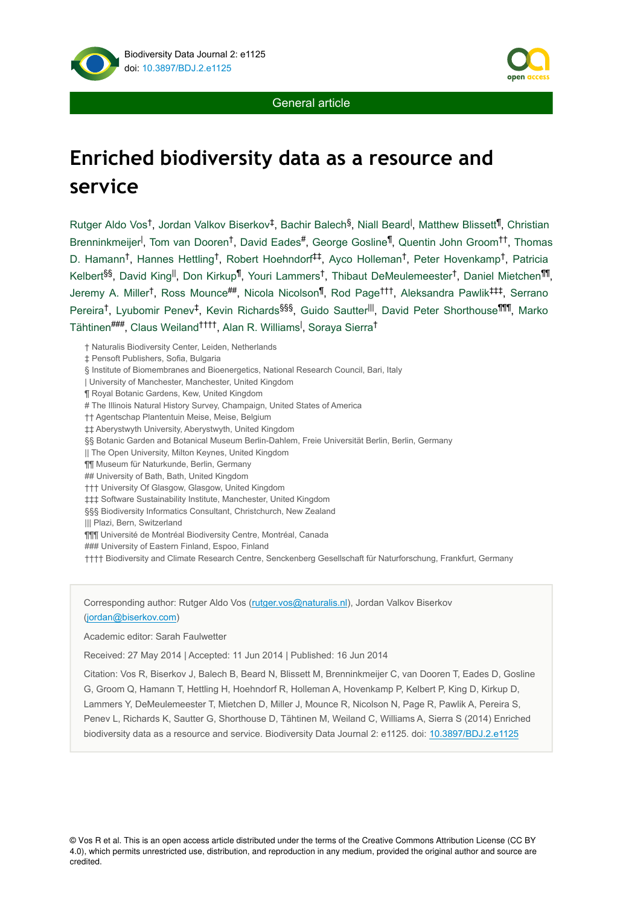Biodiversity Data Journal 2: e1125
doi: 10.3897/BDJ.2.e1125

General article

# Enriched biodiversity data as a resource and service

Rutger Aldo Vos[†], Jordan Valkov Biserkov[‡], Bachir Balech[§], Niall Beard[|], Matthew Blissett[¶], Christian Brenninkmeijer[|], Tom van Dooren[†], David Eades[#], George Gosline[¶], Quentin John Groom[††], Thomas D. Hamann[†], Hannes Hettling[†], Robert Hoehndorf[‡‡], Ayco Holleman[†], Peter Hovenkamp[†], Patricia Kelbert[§§], David King[||], Don Kirkup[¶], Youri Lammers[†], Thibaut DeMeulemeester[†], Daniel Mietchen[¶¶], Jeremy A. Miller[†], Ross Mounce[##], Nicola Nicolson[¶], Rod Page[†††], Aleksandra Pawlik[‡‡‡], Serrano Pereira[†], Lyubomir Penev[‡], Kevin Richards[§§§], Guido Sautter[|||], David Peter Shorthouse[¶¶¶], Marko Tähtinen[###], Claus Weiland[††††], Alan R. Williams[|], Soraya Sierra[†]

† Naturalis Biodiversity Center, Leiden, Netherlands
‡ Pensoft Publishers, Sofia, Bulgaria
§ Institute of Biomembranes and Bioenergetics, National Research Council, Bari, Italy
| University of Manchester, Manchester, United Kingdom
¶ Royal Botanic Gardens, Kew, United Kingdom
# The Illinois Natural History Survey, Champaign, United States of America
†† Agentschap Plantentuin Meise, Meise, Belgium
‡‡ Aberystwyth University, Aberystwyth, United Kingdom
§§ Botanic Garden and Botanical Museum Berlin-Dahlem, Freie Universität Berlin, Berlin, Germany
|| The Open University, Milton Keynes, United Kingdom
¶¶ Museum für Naturkunde, Berlin, Germany
## University of Bath, Bath, United Kingdom
††† University Of Glasgow, Glasgow, United Kingdom
‡‡‡ Software Sustainability Institute, Manchester, United Kingdom
§§§ Biodiversity Informatics Consultant, Christchurch, New Zealand
||| Plazi, Bern, Switzerland
¶¶¶ Université de Montréal Biodiversity Centre, Montréal, Canada
### University of Eastern Finland, Espoo, Finland
†††† Biodiversity and Climate Research Centre, Senckenberg Gesellschaft für Naturforschung, Frankfurt, Germany

Corresponding author: Rutger Aldo Vos (rutger.vos@naturalis.nl), Jordan Valkov Biserkov (jordan@biserkov.com)

Academic editor: Sarah Faulwetter

Received: 27 May 2014 | Accepted: 11 Jun 2014 | Published: 16 Jun 2014

Citation: Vos R, Biserkov J, Balech B, Beard N, Blissett M, Brenninkmeijer C, van Dooren T, Eades D, Gosline G, Groom Q, Hamann T, Hettling H, Hoehndorf R, Holleman A, Hovenkamp P, Kelbert P, King D, Kirkup D, Lammers Y, DeMeulemeester T, Mietchen D, Miller J, Mounce R, Nicolson N, Page R, Pawlik A, Pereira S, Penev L, Richards K, Sautter G, Shorthouse D, Tähtinen M, Weiland C, Williams A, Sierra S (2014) Enriched biodiversity data as a resource and service. Biodiversity Data Journal 2: e1125. doi: 10.3897/BDJ.2.e1125

© Vos R et al. This is an open access article distributed under the terms of the Creative Commons Attribution License (CC BY 4.0), which permits unrestricted use, distribution, and reproduction in any medium, provided the original author and source are credited.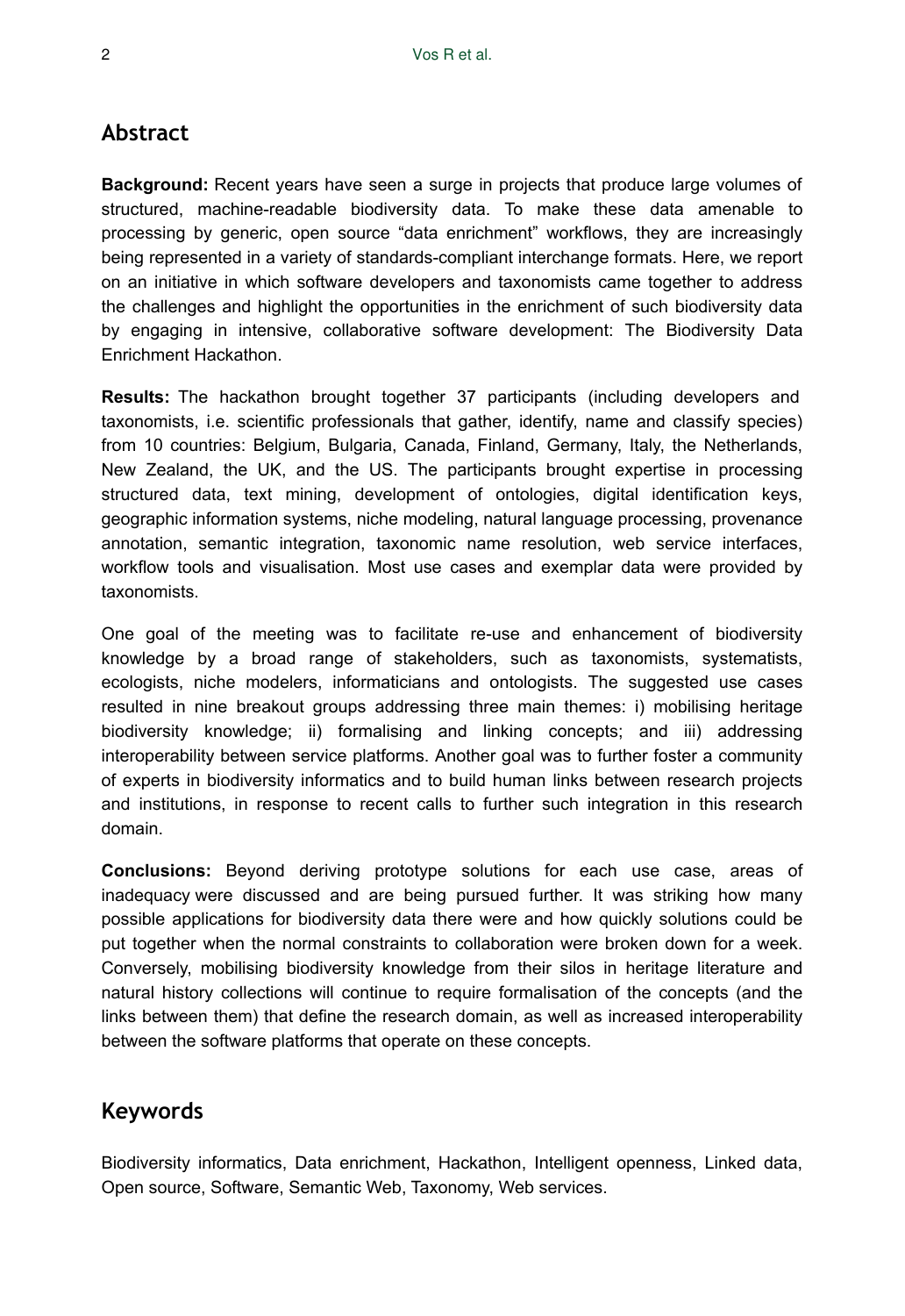## Abstract

**Background:** Recent years have seen a surge in projects that produce large volumes of structured, machine-readable biodiversity data. To make these data amenable to processing by generic, open source "data enrichment" workflows, they are increasingly being represented in a variety of standards-compliant interchange formats. Here, we report on an initiative in which software developers and taxonomists came together to address the challenges and highlight the opportunities in the enrichment of such biodiversity data by engaging in intensive, collaborative software development: The Biodiversity Data Enrichment Hackathon.

**Results:** The hackathon brought together 37 participants (including developers and taxonomists, i.e. scientific professionals that gather, identify, name and classify species) from 10 countries: Belgium, Bulgaria, Canada, Finland, Germany, Italy, the Netherlands, New Zealand, the UK, and the US. The participants brought expertise in processing structured data, text mining, development of ontologies, digital identification keys, geographic information systems, niche modeling, natural language processing, provenance annotation, semantic integration, taxonomic name resolution, web service interfaces, workflow tools and visualisation. Most use cases and exemplar data were provided by taxonomists.

One goal of the meeting was to facilitate re-use and enhancement of biodiversity knowledge by a broad range of stakeholders, such as taxonomists, systematists, ecologists, niche modelers, informaticians and ontologists. The suggested use cases resulted in nine breakout groups addressing three main themes: i) mobilising heritage biodiversity knowledge; ii) formalising and linking concepts; and iii) addressing interoperability between service platforms. Another goal was to further foster a community of experts in biodiversity informatics and to build human links between research projects and institutions, in response to recent calls to further such integration in this research domain.

**Conclusions:** Beyond deriving prototype solutions for each use case, areas of inadequacy were discussed and are being pursued further. It was striking how many possible applications for biodiversity data there were and how quickly solutions could be put together when the normal constraints to collaboration were broken down for a week. Conversely, mobilising biodiversity knowledge from their silos in heritage literature and natural history collections will continue to require formalisation of the concepts (and the links between them) that define the research domain, as well as increased interoperability between the software platforms that operate on these concepts.

## Keywords

Biodiversity informatics, Data enrichment, Hackathon, Intelligent openness, Linked data, Open source, Software, Semantic Web, Taxonomy, Web services.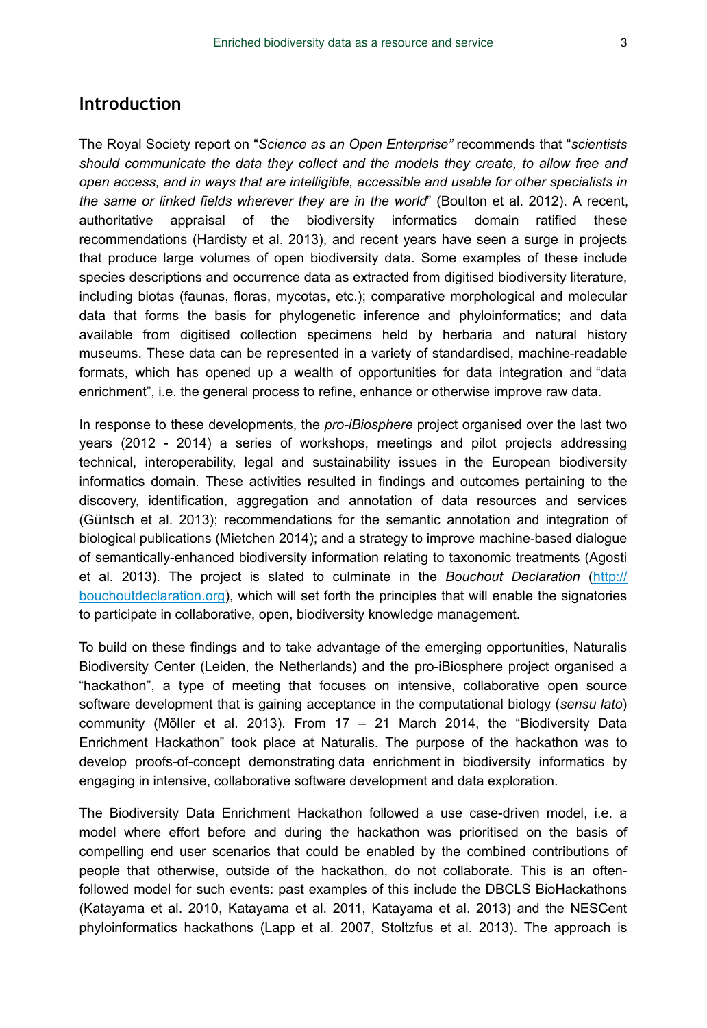## Introduction

The Royal Society report on "*Science as an Open Enterprise"* recommends that "*scientists should communicate the data they collect and the models they create, to allow free and open access, and in ways that are intelligible, accessible and usable for other specialists in the same or linked fields wherever they are in the world*" (Boulton et al. 2012). A recent, authoritative appraisal of the biodiversity informatics domain ratified these recommendations (Hardisty et al. 2013), and recent years have seen a surge in projects that produce large volumes of open biodiversity data. Some examples of these include species descriptions and occurrence data as extracted from digitised biodiversity literature, including biotas (faunas, floras, mycotas, etc.); comparative morphological and molecular data that forms the basis for phylogenetic inference and phyloinformatics; and data available from digitised collection specimens held by herbaria and natural history museums. These data can be represented in a variety of standardised, machine-readable formats, which has opened up a wealth of opportunities for data integration and "data enrichment", i.e. the general process to refine, enhance or otherwise improve raw data.

In response to these developments, the *pro-iBiosphere* project organised over the last two years (2012 - 2014) a series of workshops, meetings and pilot projects addressing technical, interoperability, legal and sustainability issues in the European biodiversity informatics domain. These activities resulted in findings and outcomes pertaining to the discovery, identification, aggregation and annotation of data resources and services (Güntsch et al. 2013); recommendations for the semantic annotation and integration of biological publications (Mietchen 2014); and a strategy to improve machine-based dialogue of semantically-enhanced biodiversity information relating to taxonomic treatments (Agosti et al. 2013). The project is slated to culminate in the *Bouchout Declaration* (http://bouchoutdeclaration.org), which will set forth the principles that will enable the signatories to participate in collaborative, open, biodiversity knowledge management.

To build on these findings and to take advantage of the emerging opportunities, Naturalis Biodiversity Center (Leiden, the Netherlands) and the pro-iBiosphere project organised a "hackathon", a type of meeting that focuses on intensive, collaborative open source software development that is gaining acceptance in the computational biology (*sensu lato*) community (Möller et al. 2013). From 17 – 21 March 2014, the "Biodiversity Data Enrichment Hackathon" took place at Naturalis. The purpose of the hackathon was to develop proofs-of-concept demonstrating data enrichment in biodiversity informatics by engaging in intensive, collaborative software development and data exploration.

The Biodiversity Data Enrichment Hackathon followed a use case-driven model, i.e. a model where effort before and during the hackathon was prioritised on the basis of compelling end user scenarios that could be enabled by the combined contributions of people that otherwise, outside of the hackathon, do not collaborate. This is an often-followed model for such events: past examples of this include the DBCLS BioHackathons (Katayama et al. 2010, Katayama et al. 2011, Katayama et al. 2013) and the NESCent phyloinformatics hackathons (Lapp et al. 2007, Stoltzfus et al. 2013). The approach is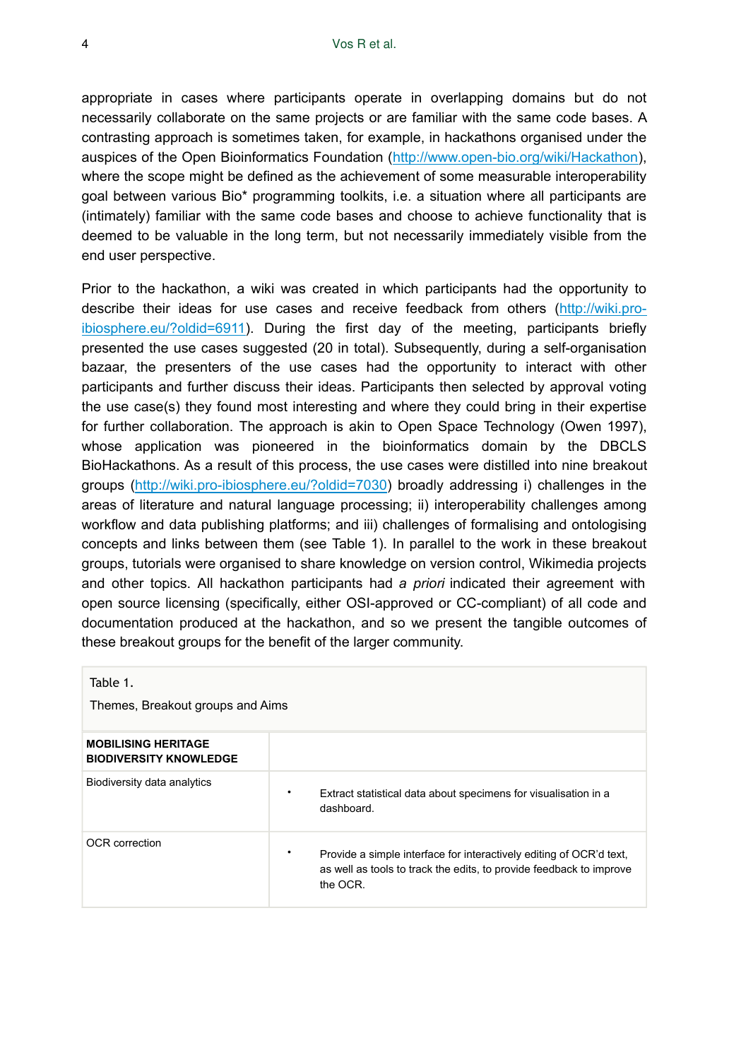appropriate in cases where participants operate in overlapping domains but do not necessarily collaborate on the same projects or are familiar with the same code bases. A contrasting approach is sometimes taken, for example, in hackathons organised under the auspices of the Open Bioinformatics Foundation (http://www.open-bio.org/wiki/Hackathon), where the scope might be defined as the achievement of some measurable interoperability goal between various Bio* programming toolkits, i.e. a situation where all participants are (intimately) familiar with the same code bases and choose to achieve functionality that is deemed to be valuable in the long term, but not necessarily immediately visible from the end user perspective.

Prior to the hackathon, a wiki was created in which participants had the opportunity to describe their ideas for use cases and receive feedback from others (http://wiki.pro-ibiosphere.eu/?oldid=6911). During the first day of the meeting, participants briefly presented the use cases suggested (20 in total). Subsequently, during a self-organisation bazaar, the presenters of the use cases had the opportunity to interact with other participants and further discuss their ideas. Participants then selected by approval voting the use case(s) they found most interesting and where they could bring in their expertise for further collaboration. The approach is akin to Open Space Technology (Owen 1997), whose application was pioneered in the bioinformatics domain by the DBCLS BioHackathons. As a result of this process, the use cases were distilled into nine breakout groups (http://wiki.pro-ibiosphere.eu/?oldid=7030) broadly addressing i) challenges in the areas of literature and natural language processing; ii) interoperability challenges among workflow and data publishing platforms; and iii) challenges of formalising and ontologising concepts and links between them (see Table 1). In parallel to the work in these breakout groups, tutorials were organised to share knowledge on version control, Wikimedia projects and other topics. All hackathon participants had *a priori* indicated their agreement with open source licensing (specifically, either OSI-approved or CC-compliant) of all code and documentation produced at the hackathon, and so we present the tangible outcomes of these breakout groups for the benefit of the larger community.

Table 1.

Themes, Breakout groups and Aims

| **MOBILISING HERITAGE BIODIVERSITY KNOWLEDGE** | |
|---|---|
| Biodiversity data analytics | • Extract statistical data about specimens for visualisation in a dashboard. |
| OCR correction | • Provide a simple interface for interactively editing of OCR'd text, as well as tools to track the edits, to provide feedback to improve the OCR. |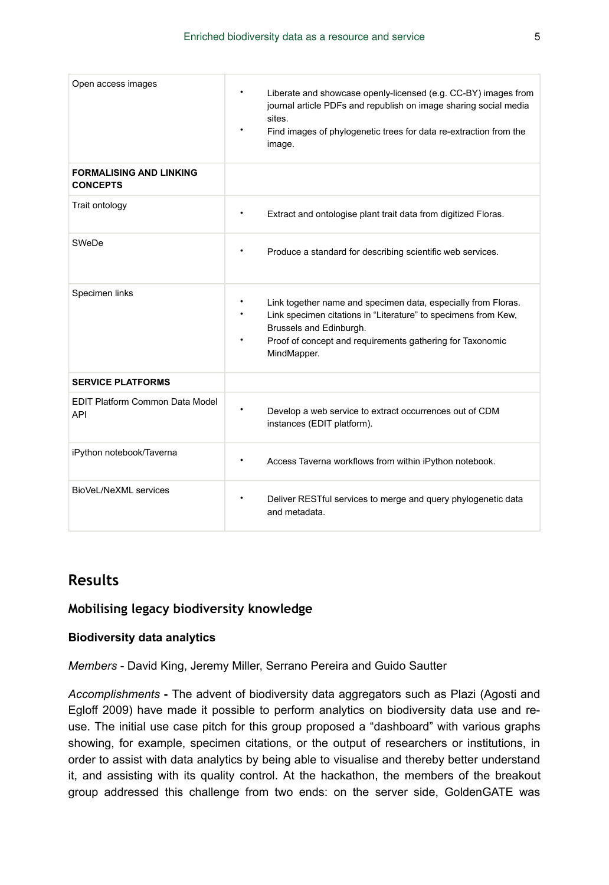| | |
|---|---|
| Open access images | • Liberate and showcase openly-licensed (e.g. CC-BY) images from journal article PDFs and republish on image sharing social media sites.<br>• Find images of phylogenetic trees for data re-extraction from the image. |
| **FORMALISING AND LINKING CONCEPTS** | |
| Trait ontology | • Extract and ontologise plant trait data from digitized Floras. |
| SWeDe | • Produce a standard for describing scientific web services. |
| Specimen links | • Link together name and specimen data, especially from Floras.<br>• Link specimen citations in "Literature" to specimens from Kew, Brussels and Edinburgh.<br>• Proof of concept and requirements gathering for Taxonomic MindMapper. |
| **SERVICE PLATFORMS** | |
| EDIT Platform Common Data Model API | • Develop a web service to extract occurrences out of CDM instances (EDIT platform). |
| iPython notebook/Taverna | • Access Taverna workflows from within iPython notebook. |
| BioVeL/NeXML services | • Deliver RESTful services to merge and query phylogenetic data and metadata. |

## Results

### Mobilising legacy biodiversity knowledge

#### Biodiversity data analytics

*Members* - David King, Jeremy Miller, Serrano Pereira and Guido Sautter

*Accomplishments* **-** The advent of biodiversity data aggregators such as Plazi (Agosti and Egloff 2009) have made it possible to perform analytics on biodiversity data use and re-use. The initial use case pitch for this group proposed a "dashboard" with various graphs showing, for example, specimen citations, or the output of researchers or institutions, in order to assist with data analytics by being able to visualise and thereby better understand it, and assisting with its quality control. At the hackathon, the members of the breakout group addressed this challenge from two ends: on the server side, GoldenGATE was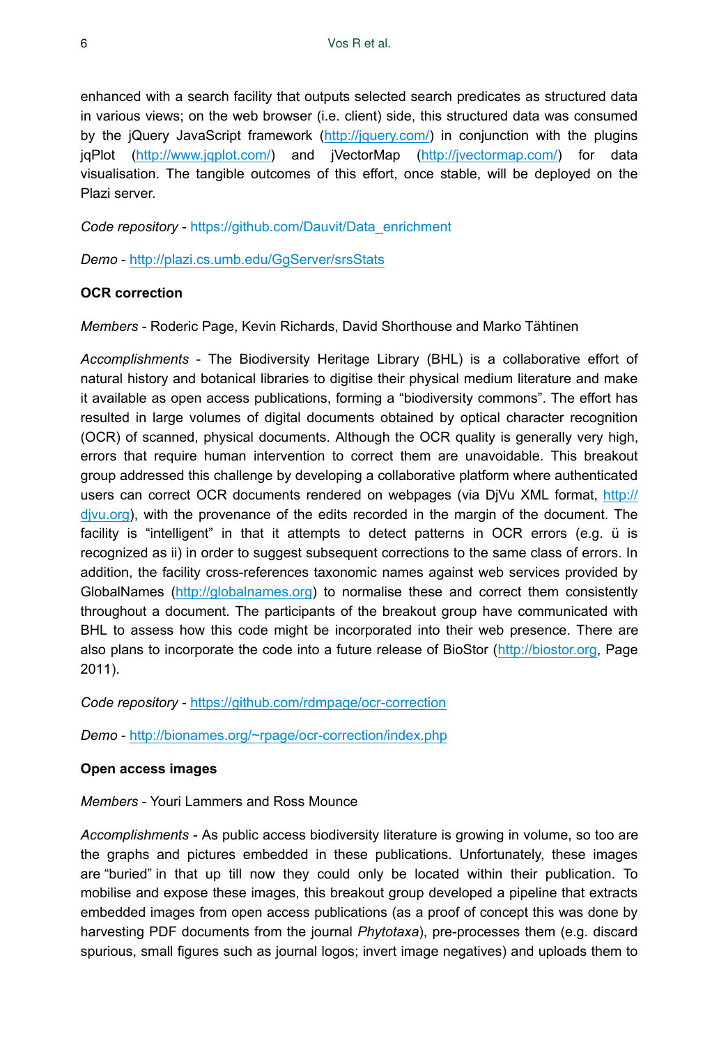enhanced with a search facility that outputs selected search predicates as structured data in various views; on the web browser (i.e. client) side, this structured data was consumed by the jQuery JavaScript framework (http://jquery.com/) in conjunction with the plugins jqPlot (http://www.jqplot.com/) and jVectorMap (http://jvectormap.com/) for data visualisation. The tangible outcomes of this effort, once stable, will be deployed on the Plazi server.

*Code repository* - https://github.com/Dauvit/Data_enrichment

*Demo* - http://plazi.cs.umb.edu/GgServer/srsStats

**OCR correction**

*Members* - Roderic Page, Kevin Richards, David Shorthouse and Marko Tähtinen

*Accomplishments* - The Biodiversity Heritage Library (BHL) is a collaborative effort of natural history and botanical libraries to digitise their physical medium literature and make it available as open access publications, forming a "biodiversity commons". The effort has resulted in large volumes of digital documents obtained by optical character recognition (OCR) of scanned, physical documents. Although the OCR quality is generally very high, errors that require human intervention to correct them are unavoidable. This breakout group addressed this challenge by developing a collaborative platform where authenticated users can correct OCR documents rendered on webpages (via DjVu XML format, http://djvu.org), with the provenance of the edits recorded in the margin of the document. The facility is "intelligent" in that it attempts to detect patterns in OCR errors (e.g. ü is recognized as ii) in order to suggest subsequent corrections to the same class of errors. In addition, the facility cross-references taxonomic names against web services provided by GlobalNames (http://globalnames.org) to normalise these and correct them consistently throughout a document. The participants of the breakout group have communicated with BHL to assess how this code might be incorporated into their web presence. There are also plans to incorporate the code into a future release of BioStor (http://biostor.org, Page 2011).

*Code repository* - https://github.com/rdmpage/ocr-correction

*Demo* - http://bionames.org/~rpage/ocr-correction/index.php

**Open access images**

*Members* - Youri Lammers and Ross Mounce

*Accomplishments* - As public access biodiversity literature is growing in volume, so too are the graphs and pictures embedded in these publications. Unfortunately, these images are "buried" in that up till now they could only be located within their publication. To mobilise and expose these images, this breakout group developed a pipeline that extracts embedded images from open access publications (as a proof of concept this was done by harvesting PDF documents from the journal *Phytotaxa*), pre-processes them (e.g. discard spurious, small figures such as journal logos; invert image negatives) and uploads them to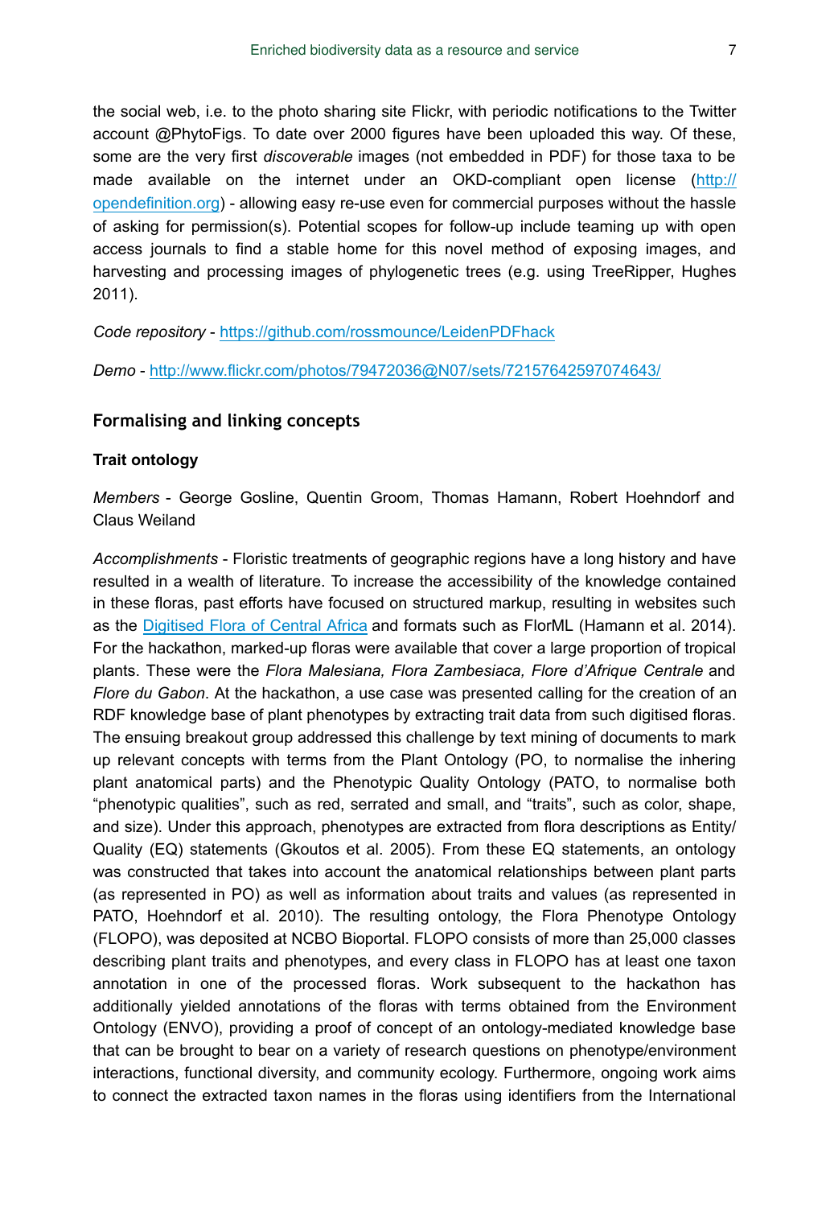the social web, i.e. to the photo sharing site Flickr, with periodic notifications to the Twitter account @PhytoFigs. To date over 2000 figures have been uploaded this way. Of these, some are the very first *discoverable* images (not embedded in PDF) for those taxa to be made available on the internet under an OKD-compliant open license (http://opendefinition.org) - allowing easy re-use even for commercial purposes without the hassle of asking for permission(s). Potential scopes for follow-up include teaming up with open access journals to find a stable home for this novel method of exposing images, and harvesting and processing images of phylogenetic trees (e.g. using TreeRipper, Hughes 2011).

*Code repository* - https://github.com/rossmounce/LeidenPDFhack

*Demo* - http://www.flickr.com/photos/79472036@N07/sets/72157642597074643/

## Formalising and linking concepts

### Trait ontology

*Members* - George Gosline, Quentin Groom, Thomas Hamann, Robert Hoehndorf and Claus Weiland

*Accomplishments* - Floristic treatments of geographic regions have a long history and have resulted in a wealth of literature. To increase the accessibility of the knowledge contained in these floras, past efforts have focused on structured markup, resulting in websites such as the Digitised Flora of Central Africa and formats such as FlorML (Hamann et al. 2014). For the hackathon, marked-up floras were available that cover a large proportion of tropical plants. These were the *Flora Malesiana, Flora Zambesiaca, Flore d'Afrique Centrale* and *Flore du Gabon*. At the hackathon, a use case was presented calling for the creation of an RDF knowledge base of plant phenotypes by extracting trait data from such digitised floras. The ensuing breakout group addressed this challenge by text mining of documents to mark up relevant concepts with terms from the Plant Ontology (PO, to normalise the inhering plant anatomical parts) and the Phenotypic Quality Ontology (PATO, to normalise both "phenotypic qualities", such as red, serrated and small, and "traits", such as color, shape, and size). Under this approach, phenotypes are extracted from flora descriptions as Entity/Quality (EQ) statements (Gkoutos et al. 2005). From these EQ statements, an ontology was constructed that takes into account the anatomical relationships between plant parts (as represented in PO) as well as information about traits and values (as represented in PATO, Hoehndorf et al. 2010). The resulting ontology, the Flora Phenotype Ontology (FLOPO), was deposited at NCBO Bioportal. FLOPO consists of more than 25,000 classes describing plant traits and phenotypes, and every class in FLOPO has at least one taxon annotation in one of the processed floras. Work subsequent to the hackathon has additionally yielded annotations of the floras with terms obtained from the Environment Ontology (ENVO), providing a proof of concept of an ontology-mediated knowledge base that can be brought to bear on a variety of research questions on phenotype/environment interactions, functional diversity, and community ecology. Furthermore, ongoing work aims to connect the extracted taxon names in the floras using identifiers from the International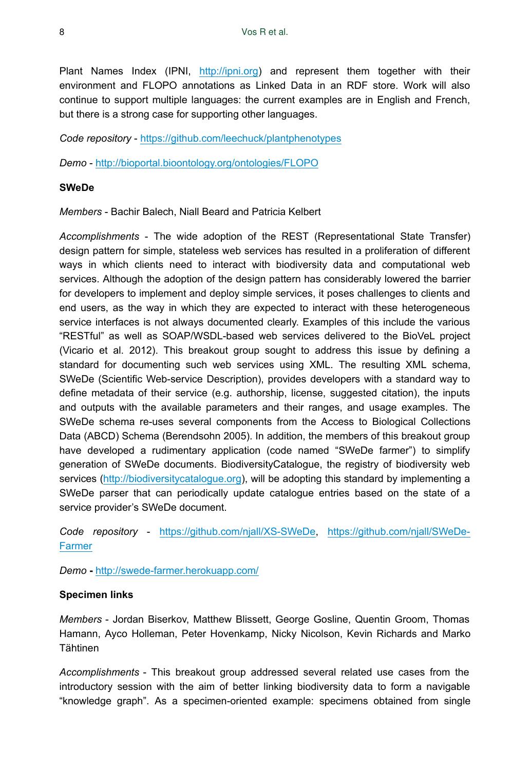Plant Names Index (IPNI, http://ipni.org) and represent them together with their environment and FLOPO annotations as Linked Data in an RDF store. Work will also continue to support multiple languages: the current examples are in English and French, but there is a strong case for supporting other languages.

*Code repository* - https://github.com/leechuck/plantphenotypes

*Demo* - http://bioportal.bioontology.org/ontologies/FLOPO

**SWeDe**

*Members* - Bachir Balech, Niall Beard and Patricia Kelbert

*Accomplishments* - The wide adoption of the REST (Representational State Transfer) design pattern for simple, stateless web services has resulted in a proliferation of different ways in which clients need to interact with biodiversity data and computational web services. Although the adoption of the design pattern has considerably lowered the barrier for developers to implement and deploy simple services, it poses challenges to clients and end users, as the way in which they are expected to interact with these heterogeneous service interfaces is not always documented clearly. Examples of this include the various "RESTful" as well as SOAP/WSDL-based web services delivered to the BioVeL project (Vicario et al. 2012). This breakout group sought to address this issue by defining a standard for documenting such web services using XML. The resulting XML schema, SWeDe (Scientific Web-service Description), provides developers with a standard way to define metadata of their service (e.g. authorship, license, suggested citation), the inputs and outputs with the available parameters and their ranges, and usage examples. The SWeDe schema re-uses several components from the Access to Biological Collections Data (ABCD) Schema (Berendsohn 2005). In addition, the members of this breakout group have developed a rudimentary application (code named "SWeDe farmer") to simplify generation of SWeDe documents. BiodiversityCatalogue, the registry of biodiversity web services (http://biodiversitycatalogue.org), will be adopting this standard by implementing a SWeDe parser that can periodically update catalogue entries based on the state of a service provider's SWeDe document.

*Code repository* - https://github.com/njall/XS-SWeDe, https://github.com/njall/SWeDe-Farmer

*Demo* **-** http://swede-farmer.herokuapp.com/

**Specimen links**

*Members* - Jordan Biserkov, Matthew Blissett, George Gosline, Quentin Groom, Thomas Hamann, Ayco Holleman, Peter Hovenkamp, Nicky Nicolson, Kevin Richards and Marko Tähtinen

*Accomplishments* - This breakout group addressed several related use cases from the introductory session with the aim of better linking biodiversity data to form a navigable "knowledge graph". As a specimen-oriented example: specimens obtained from single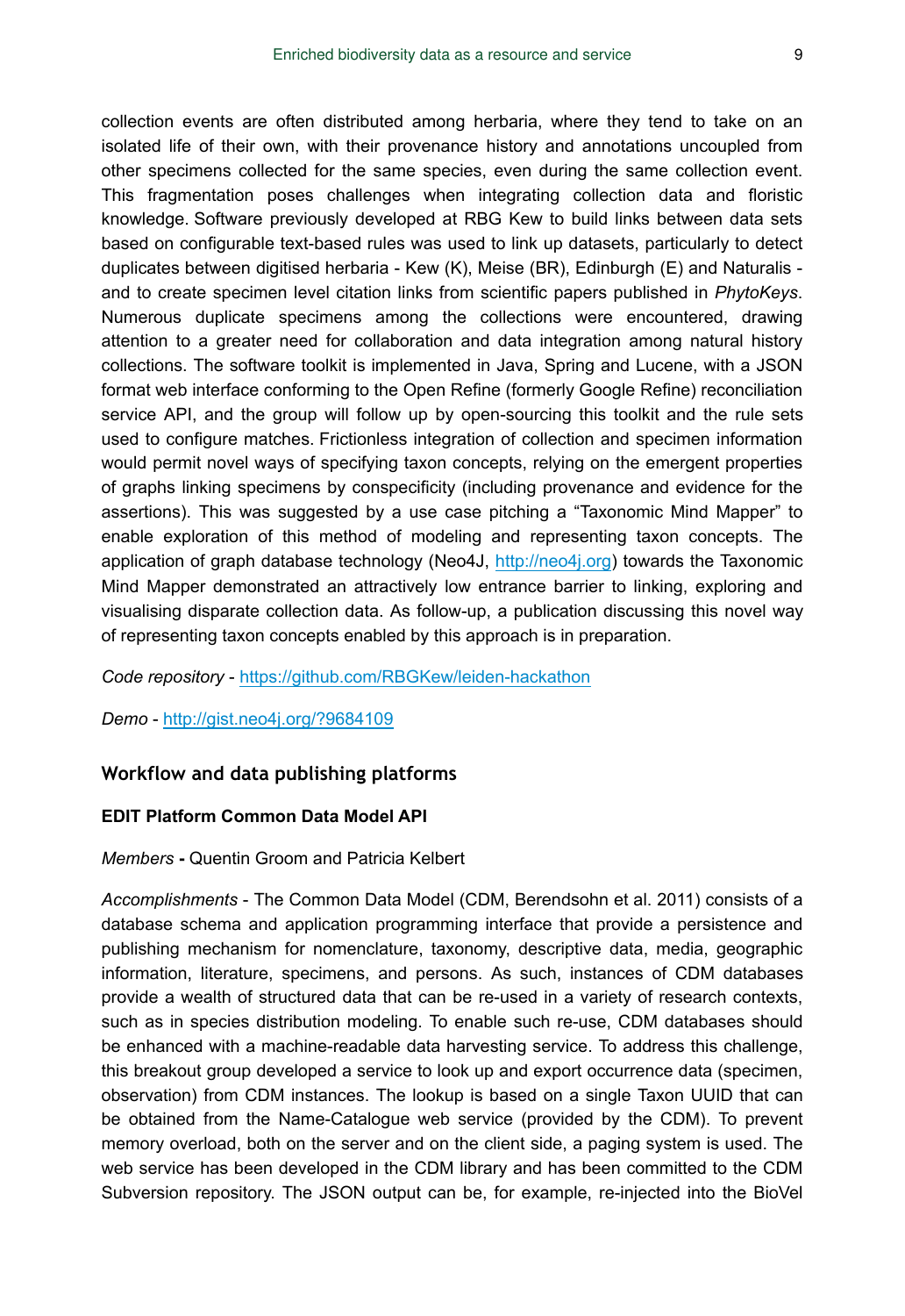collection events are often distributed among herbaria, where they tend to take on an isolated life of their own, with their provenance history and annotations uncoupled from other specimens collected for the same species, even during the same collection event. This fragmentation poses challenges when integrating collection data and floristic knowledge. Software previously developed at RBG Kew to build links between data sets based on configurable text-based rules was used to link up datasets, particularly to detect duplicates between digitised herbaria - Kew (K), Meise (BR), Edinburgh (E) and Naturalis - and to create specimen level citation links from scientific papers published in *PhytoKeys*. Numerous duplicate specimens among the collections were encountered, drawing attention to a greater need for collaboration and data integration among natural history collections. The software toolkit is implemented in Java, Spring and Lucene, with a JSON format web interface conforming to the Open Refine (formerly Google Refine) reconciliation service API, and the group will follow up by open-sourcing this toolkit and the rule sets used to configure matches. Frictionless integration of collection and specimen information would permit novel ways of specifying taxon concepts, relying on the emergent properties of graphs linking specimens by conspecificity (including provenance and evidence for the assertions). This was suggested by a use case pitching a "Taxonomic Mind Mapper" to enable exploration of this method of modeling and representing taxon concepts. The application of graph database technology (Neo4J, http://neo4j.org) towards the Taxonomic Mind Mapper demonstrated an attractively low entrance barrier to linking, exploring and visualising disparate collection data. As follow-up, a publication discussing this novel way of representing taxon concepts enabled by this approach is in preparation.

*Code repository* - https://github.com/RBGKew/leiden-hackathon

*Demo* - http://gist.neo4j.org/?9684109

## Workflow and data publishing platforms

### EDIT Platform Common Data Model API

*Members* **-** Quentin Groom and Patricia Kelbert

*Accomplishments* - The Common Data Model (CDM, Berendsohn et al. 2011) consists of a database schema and application programming interface that provide a persistence and publishing mechanism for nomenclature, taxonomy, descriptive data, media, geographic information, literature, specimens, and persons. As such, instances of CDM databases provide a wealth of structured data that can be re-used in a variety of research contexts, such as in species distribution modeling. To enable such re-use, CDM databases should be enhanced with a machine-readable data harvesting service. To address this challenge, this breakout group developed a service to look up and export occurrence data (specimen, observation) from CDM instances. The lookup is based on a single Taxon UUID that can be obtained from the Name-Catalogue web service (provided by the CDM). To prevent memory overload, both on the server and on the client side, a paging system is used. The web service has been developed in the CDM library and has been committed to the CDM Subversion repository. The JSON output can be, for example, re-injected into the BioVel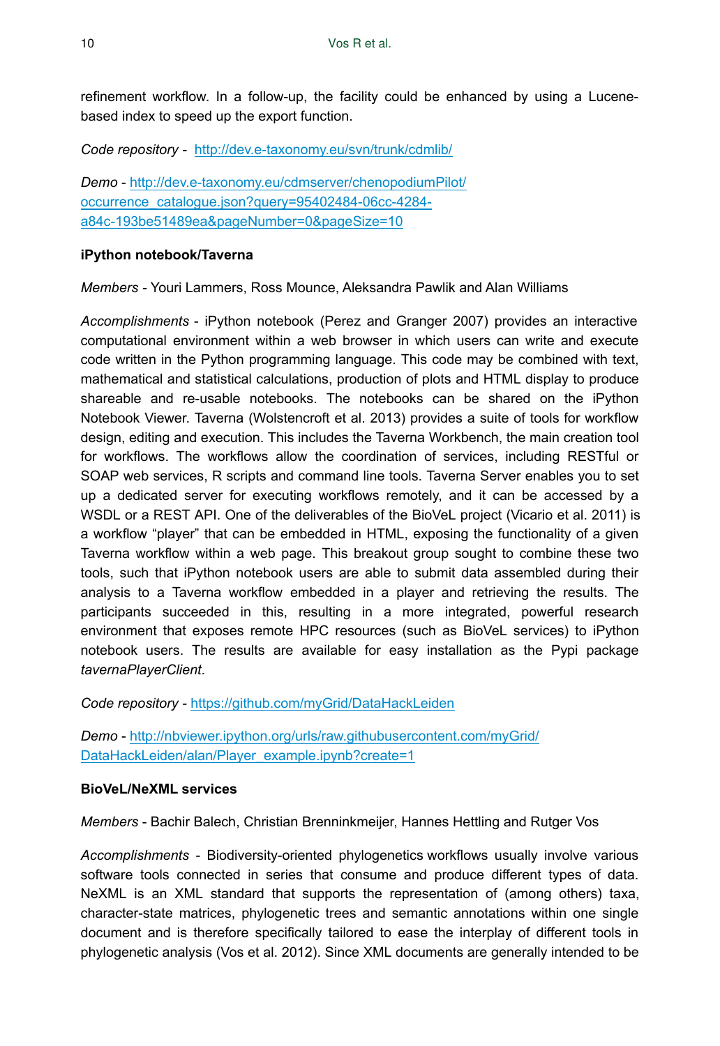refinement workflow. In a follow-up, the facility could be enhanced by using a Lucene-based index to speed up the export function.

*Code repository* - http://dev.e-taxonomy.eu/svn/trunk/cdmlib/

*Demo* - http://dev.e-taxonomy.eu/cdmserver/chenopodiumPilot/occurrence_catalogue.json?query=95402484-06cc-4284-a84c-193be51489ea&pageNumber=0&pageSize=10

**iPython notebook/Taverna**

*Members* - Youri Lammers, Ross Mounce, Aleksandra Pawlik and Alan Williams

*Accomplishments* - iPython notebook (Perez and Granger 2007) provides an interactive computational environment within a web browser in which users can write and execute code written in the Python programming language. This code may be combined with text, mathematical and statistical calculations, production of plots and HTML display to produce shareable and re-usable notebooks. The notebooks can be shared on the iPython Notebook Viewer. Taverna (Wolstencroft et al. 2013) provides a suite of tools for workflow design, editing and execution. This includes the Taverna Workbench, the main creation tool for workflows. The workflows allow the coordination of services, including RESTful or SOAP web services, R scripts and command line tools. Taverna Server enables you to set up a dedicated server for executing workflows remotely, and it can be accessed by a WSDL or a REST API. One of the deliverables of the BioVeL project (Vicario et al. 2011) is a workflow "player" that can be embedded in HTML, exposing the functionality of a given Taverna workflow within a web page. This breakout group sought to combine these two tools, such that iPython notebook users are able to submit data assembled during their analysis to a Taverna workflow embedded in a player and retrieving the results. The participants succeeded in this, resulting in a more integrated, powerful research environment that exposes remote HPC resources (such as BioVeL services) to iPython notebook users. The results are available for easy installation as the Pypi package *tavernaPlayerClient*.

*Code repository* - https://github.com/myGrid/DataHackLeiden

*Demo* - http://nbviewer.ipython.org/urls/raw.githubusercontent.com/myGrid/DataHackLeiden/alan/Player_example.ipynb?create=1

**BioVeL/NeXML services**

*Members* - Bachir Balech, Christian Brenninkmeijer, Hannes Hettling and Rutger Vos

*Accomplishments* - Biodiversity-oriented phylogenetics workflows usually involve various software tools connected in series that consume and produce different types of data. NeXML is an XML standard that supports the representation of (among others) taxa, character-state matrices, phylogenetic trees and semantic annotations within one single document and is therefore specifically tailored to ease the interplay of different tools in phylogenetic analysis (Vos et al. 2012). Since XML documents are generally intended to be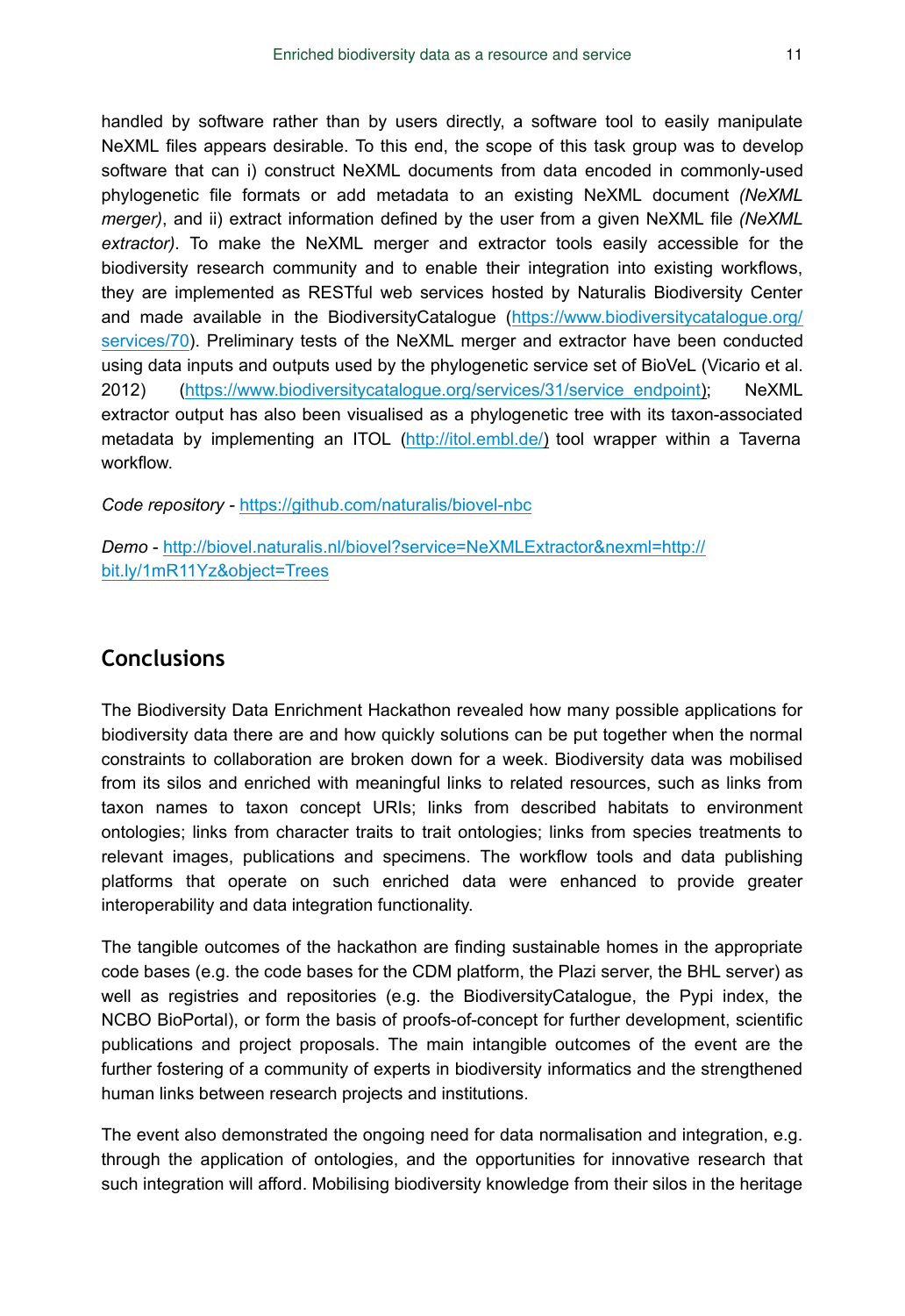handled by software rather than by users directly, a software tool to easily manipulate NeXML files appears desirable. To this end, the scope of this task group was to develop software that can i) construct NeXML documents from data encoded in commonly-used phylogenetic file formats or add metadata to an existing NeXML document *(NeXML merger)*, and ii) extract information defined by the user from a given NeXML file *(NeXML extractor)*. To make the NeXML merger and extractor tools easily accessible for the biodiversity research community and to enable their integration into existing workflows, they are implemented as RESTful web services hosted by Naturalis Biodiversity Center and made available in the BiodiversityCatalogue (https://www.biodiversitycatalogue.org/services/70). Preliminary tests of the NeXML merger and extractor have been conducted using data inputs and outputs used by the phylogenetic service set of BioVeL (Vicario et al. 2012) (https://www.biodiversitycatalogue.org/services/31/service_endpoint); NeXML extractor output has also been visualised as a phylogenetic tree with its taxon-associated metadata by implementing an ITOL (http://itol.embl.de/) tool wrapper within a Taverna workflow.

*Code repository* - https://github.com/naturalis/biovel-nbc

*Demo* - http://biovel.naturalis.nl/biovel?service=NeXMLExtractor&nexml=http://bit.ly/1mR11Yz&object=Trees

## Conclusions

The Biodiversity Data Enrichment Hackathon revealed how many possible applications for biodiversity data there are and how quickly solutions can be put together when the normal constraints to collaboration are broken down for a week. Biodiversity data was mobilised from its silos and enriched with meaningful links to related resources, such as links from taxon names to taxon concept URIs; links from described habitats to environment ontologies; links from character traits to trait ontologies; links from species treatments to relevant images, publications and specimens. The workflow tools and data publishing platforms that operate on such enriched data were enhanced to provide greater interoperability and data integration functionality.

The tangible outcomes of the hackathon are finding sustainable homes in the appropriate code bases (e.g. the code bases for the CDM platform, the Plazi server, the BHL server) as well as registries and repositories (e.g. the BiodiversityCatalogue, the Pypi index, the NCBO BioPortal), or form the basis of proofs-of-concept for further development, scientific publications and project proposals. The main intangible outcomes of the event are the further fostering of a community of experts in biodiversity informatics and the strengthened human links between research projects and institutions.

The event also demonstrated the ongoing need for data normalisation and integration, e.g. through the application of ontologies, and the opportunities for innovative research that such integration will afford. Mobilising biodiversity knowledge from their silos in the heritage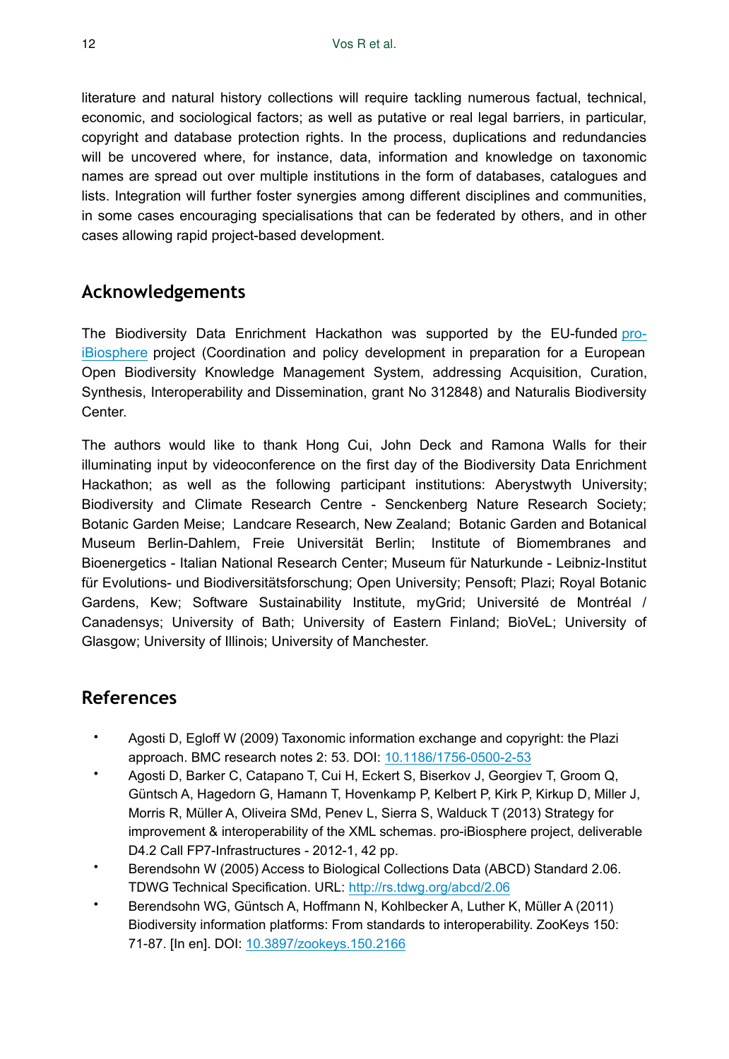literature and natural history collections will require tackling numerous factual, technical, economic, and sociological factors; as well as putative or real legal barriers, in particular, copyright and database protection rights. In the process, duplications and redundancies will be uncovered where, for instance, data, information and knowledge on taxonomic names are spread out over multiple institutions in the form of databases, catalogues and lists. Integration will further foster synergies among different disciplines and communities, in some cases encouraging specialisations that can be federated by others, and in other cases allowing rapid project-based development.

## Acknowledgements

The Biodiversity Data Enrichment Hackathon was supported by the EU-funded pro-iBiosphere project (Coordination and policy development in preparation for a European Open Biodiversity Knowledge Management System, addressing Acquisition, Curation, Synthesis, Interoperability and Dissemination, grant No 312848) and Naturalis Biodiversity Center.

The authors would like to thank Hong Cui, John Deck and Ramona Walls for their illuminating input by videoconference on the first day of the Biodiversity Data Enrichment Hackathon; as well as the following participant institutions: Aberystwyth University; Biodiversity and Climate Research Centre - Senckenberg Nature Research Society; Botanic Garden Meise; Landcare Research, New Zealand; Botanic Garden and Botanical Museum Berlin-Dahlem, Freie Universität Berlin; Institute of Biomembranes and Bioenergetics - Italian National Research Center; Museum für Naturkunde - Leibniz-Institut für Evolutions- und Biodiversitätsforschung; Open University; Pensoft; Plazi; Royal Botanic Gardens, Kew; Software Sustainability Institute, myGrid; Université de Montréal / Canadensys; University of Bath; University of Eastern Finland; BioVeL; University of Glasgow; University of Illinois; University of Manchester.

## References

- Agosti D, Egloff W (2009) Taxonomic information exchange and copyright: the Plazi approach. BMC research notes 2: 53. DOI: 10.1186/1756-0500-2-53
- Agosti D, Barker C, Catapano T, Cui H, Eckert S, Biserkov J, Georgiev T, Groom Q, Güntsch A, Hagedorn G, Hamann T, Hovenkamp P, Kelbert P, Kirk P, Kirkup D, Miller J, Morris R, Müller A, Oliveira SMd, Penev L, Sierra S, Walduck T (2013) Strategy for improvement & interoperability of the XML schemas. pro-iBiosphere project, deliverable D4.2 Call FP7-Infrastructures - 2012-1, 42 pp.
- Berendsohn W (2005) Access to Biological Collections Data (ABCD) Standard 2.06. TDWG Technical Specification. URL: http://rs.tdwg.org/abcd/2.06
- Berendsohn WG, Güntsch A, Hoffmann N, Kohlbecker A, Luther K, Müller A (2011) Biodiversity information platforms: From standards to interoperability. ZooKeys 150: 71-87. [In en]. DOI: 10.3897/zookeys.150.2166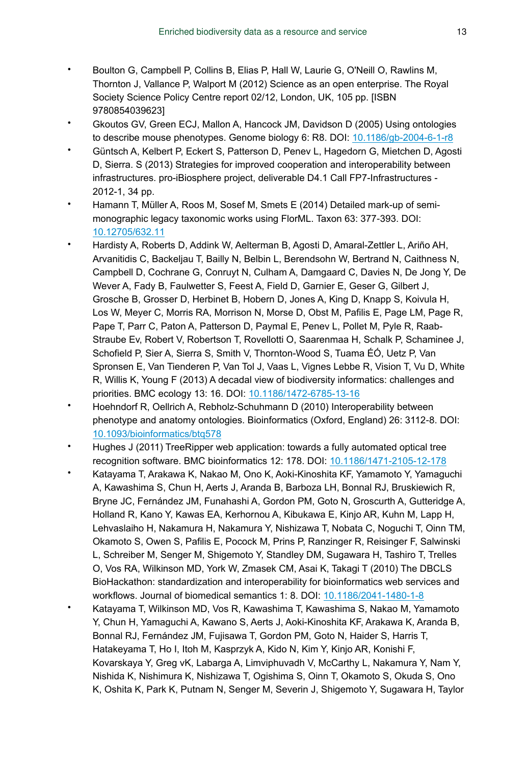- Boulton G, Campbell P, Collins B, Elias P, Hall W, Laurie G, O'Neill O, Rawlins M, Thornton J, Vallance P, Walport M (2012) Science as an open enterprise. The Royal Society Science Policy Centre report 02/12, London, UK, 105 pp. [ISBN 9780854039623]
- Gkoutos GV, Green ECJ, Mallon A, Hancock JM, Davidson D (2005) Using ontologies to describe mouse phenotypes. Genome biology 6: R8. DOI: 10.1186/gb-2004-6-1-r8
- Güntsch A, Kelbert P, Eckert S, Patterson D, Penev L, Hagedorn G, Mietchen D, Agosti D, Sierra. S (2013) Strategies for improved cooperation and interoperability between infrastructures. pro-iBiosphere project, deliverable D4.1 Call FP7-Infrastructures - 2012-1, 34 pp.
- Hamann T, Müller A, Roos M, Sosef M, Smets E (2014) Detailed mark-up of semi-monographic legacy taxonomic works using FlorML. Taxon 63: 377-393. DOI: 10.12705/632.11
- Hardisty A, Roberts D, Addink W, Aelterman B, Agosti D, Amaral-Zettler L, Ariño AH, Arvanitidis C, Backeljau T, Bailly N, Belbin L, Berendsohn W, Bertrand N, Caithness N, Campbell D, Cochrane G, Conruyt N, Culham A, Damgaard C, Davies N, De Jong Y, De Wever A, Fady B, Faulwetter S, Feest A, Field D, Garnier E, Geser G, Gilbert J, Grosche B, Grosser D, Herbinet B, Hobern D, Jones A, King D, Knapp S, Koivula H, Los W, Meyer C, Morris RA, Morrison N, Morse D, Obst M, Pafilis E, Page LM, Page R, Pape T, Parr C, Paton A, Patterson D, Paymal E, Penev L, Pollet M, Pyle R, Raab-Straube Ev, Robert V, Robertson T, Rovellotti O, Saarenmaa H, Schalk P, Schaminee J, Schofield P, Sier A, Sierra S, Smith V, Thornton-Wood S, Tuama ÉÓ, Uetz P, Van Spronsen E, Van Tienderen P, Van Tol J, Vaas L, Vignes Lebbe R, Vision T, Vu D, White R, Willis K, Young F (2013) A decadal view of biodiversity informatics: challenges and priorities. BMC ecology 13: 16. DOI: 10.1186/1472-6785-13-16
- Hoehndorf R, Oellrich A, Rebholz-Schuhmann D (2010) Interoperability between phenotype and anatomy ontologies. Bioinformatics (Oxford, England) 26: 3112-8. DOI: 10.1093/bioinformatics/btq578
- Hughes J (2011) TreeRipper web application: towards a fully automated optical tree recognition software. BMC bioinformatics 12: 178. DOI: 10.1186/1471-2105-12-178
- Katayama T, Arakawa K, Nakao M, Ono K, Aoki-Kinoshita KF, Yamamoto Y, Yamaguchi A, Kawashima S, Chun H, Aerts J, Aranda B, Barboza LH, Bonnal RJ, Bruskiewich R, Bryne JC, Fernández JM, Funahashi A, Gordon PM, Goto N, Groscurth A, Gutteridge A, Holland R, Kano Y, Kawas EA, Kerhornou A, Kibukawa E, Kinjo AR, Kuhn M, Lapp H, Lehvaslaiho H, Nakamura H, Nakamura Y, Nishizawa T, Nobata C, Noguchi T, Oinn TM, Okamoto S, Owen S, Pafilis E, Pocock M, Prins P, Ranzinger R, Reisinger F, Salwinski L, Schreiber M, Senger M, Shigemoto Y, Standley DM, Sugawara H, Tashiro T, Trelles O, Vos RA, Wilkinson MD, York W, Zmasek CM, Asai K, Takagi T (2010) The DBCLS BioHackathon: standardization and interoperability for bioinformatics web services and workflows. Journal of biomedical semantics 1: 8. DOI: 10.1186/2041-1480-1-8
- Katayama T, Wilkinson MD, Vos R, Kawashima T, Kawashima S, Nakao M, Yamamoto Y, Chun H, Yamaguchi A, Kawano S, Aerts J, Aoki-Kinoshita KF, Arakawa K, Aranda B, Bonnal RJ, Fernández JM, Fujisawa T, Gordon PM, Goto N, Haider S, Harris T, Hatakeyama T, Ho I, Itoh M, Kasprzyk A, Kido N, Kim Y, Kinjo AR, Konishi F, Kovarskaya Y, Greg vK, Labarga A, Limviphuvadh V, McCarthy L, Nakamura Y, Nam Y, Nishida K, Nishimura K, Nishizawa T, Ogishima S, Oinn T, Okamoto S, Okuda S, Ono K, Oshita K, Park K, Putnam N, Senger M, Severin J, Shigemoto Y, Sugawara H, Taylor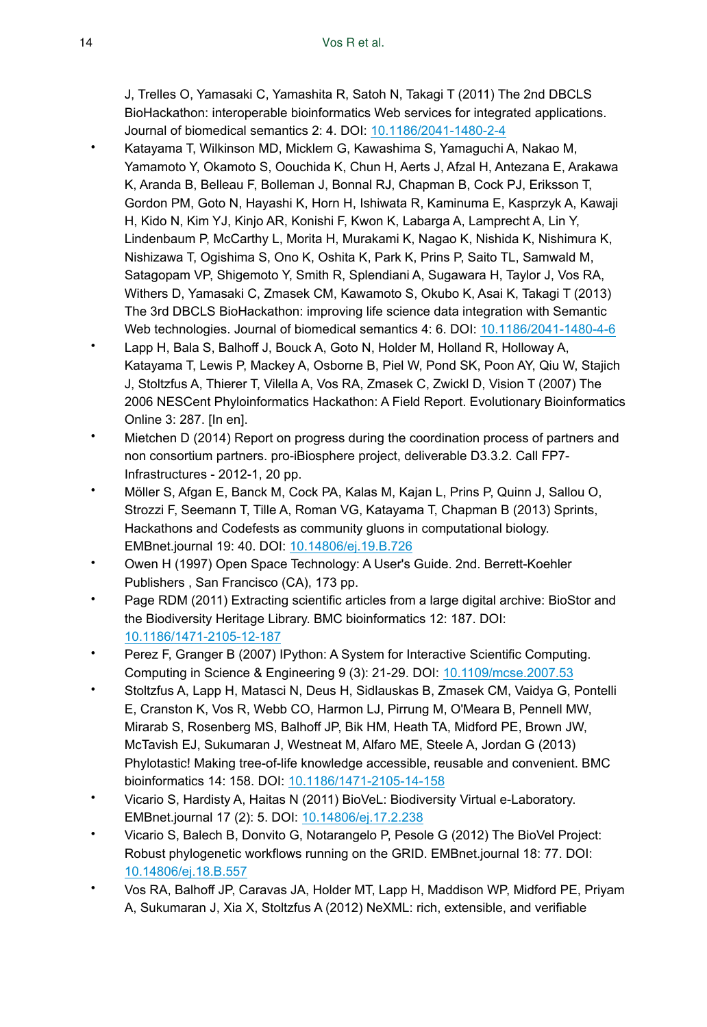J, Trelles O, Yamasaki C, Yamashita R, Satoh N, Takagi T (2011) The 2nd DBCLS BioHackathon: interoperable bioinformatics Web services for integrated applications. Journal of biomedical semantics 2: 4. DOI: 10.1186/2041-1480-2-4

- Katayama T, Wilkinson MD, Micklem G, Kawashima S, Yamaguchi A, Nakao M, Yamamoto Y, Okamoto S, Oouchida K, Chun H, Aerts J, Afzal H, Antezana E, Arakawa K, Aranda B, Belleau F, Bolleman J, Bonnal RJ, Chapman B, Cock PJ, Eriksson T, Gordon PM, Goto N, Hayashi K, Horn H, Ishiwata R, Kaminuma E, Kasprzyk A, Kawaji H, Kido N, Kim YJ, Kinjo AR, Konishi F, Kwon K, Labarga A, Lamprecht A, Lin Y, Lindenbaum P, McCarthy L, Morita H, Murakami K, Nagao K, Nishida K, Nishimura K, Nishizawa T, Ogishima S, Ono K, Oshita K, Park K, Prins P, Saito TL, Samwald M, Satagopam VP, Shigemoto Y, Smith R, Splendiani A, Sugawara H, Taylor J, Vos RA, Withers D, Yamasaki C, Zmasek CM, Kawamoto S, Okubo K, Asai K, Takagi T (2013) The 3rd DBCLS BioHackathon: improving life science data integration with Semantic Web technologies. Journal of biomedical semantics 4: 6. DOI: 10.1186/2041-1480-4-6
- Lapp H, Bala S, Balhoff J, Bouck A, Goto N, Holder M, Holland R, Holloway A, Katayama T, Lewis P, Mackey A, Osborne B, Piel W, Pond SK, Poon AY, Qiu W, Stajich J, Stoltzfus A, Thierer T, Vilella A, Vos RA, Zmasek C, Zwickl D, Vision T (2007) The 2006 NESCent Phyloinformatics Hackathon: A Field Report. Evolutionary Bioinformatics Online 3: 287. [In en].
- Mietchen D (2014) Report on progress during the coordination process of partners and non consortium partners. pro-iBiosphere project, deliverable D3.3.2. Call FP7-Infrastructures - 2012-1, 20 pp.
- Möller S, Afgan E, Banck M, Cock PA, Kalas M, Kajan L, Prins P, Quinn J, Sallou O, Strozzi F, Seemann T, Tille A, Roman VG, Katayama T, Chapman B (2013) Sprints, Hackathons and Codefests as community gluons in computational biology. EMBnet.journal 19: 40. DOI: 10.14806/ej.19.B.726
- Owen H (1997) Open Space Technology: A User's Guide. 2nd. Berrett-Koehler Publishers , San Francisco (CA), 173 pp.
- Page RDM (2011) Extracting scientific articles from a large digital archive: BioStor and the Biodiversity Heritage Library. BMC bioinformatics 12: 187. DOI: 10.1186/1471-2105-12-187
- Perez F, Granger B (2007) IPython: A System for Interactive Scientific Computing. Computing in Science & Engineering 9 (3): 21-29. DOI: 10.1109/mcse.2007.53
- Stoltzfus A, Lapp H, Matasci N, Deus H, Sidlauskas B, Zmasek CM, Vaidya G, Pontelli E, Cranston K, Vos R, Webb CO, Harmon LJ, Pirrung M, O'Meara B, Pennell MW, Mirarab S, Rosenberg MS, Balhoff JP, Bik HM, Heath TA, Midford PE, Brown JW, McTavish EJ, Sukumaran J, Westneat M, Alfaro ME, Steele A, Jordan G (2013) Phylotastic! Making tree-of-life knowledge accessible, reusable and convenient. BMC bioinformatics 14: 158. DOI: 10.1186/1471-2105-14-158
- Vicario S, Hardisty A, Haitas N (2011) BioVeL: Biodiversity Virtual e-Laboratory. EMBnet.journal 17 (2): 5. DOI: 10.14806/ej.17.2.238
- Vicario S, Balech B, Donvito G, Notarangelo P, Pesole G (2012) The BioVel Project: Robust phylogenetic workflows running on the GRID. EMBnet.journal 18: 77. DOI: 10.14806/ej.18.B.557
- Vos RA, Balhoff JP, Caravas JA, Holder MT, Lapp H, Maddison WP, Midford PE, Priyam A, Sukumaran J, Xia X, Stoltzfus A (2012) NeXML: rich, extensible, and verifiable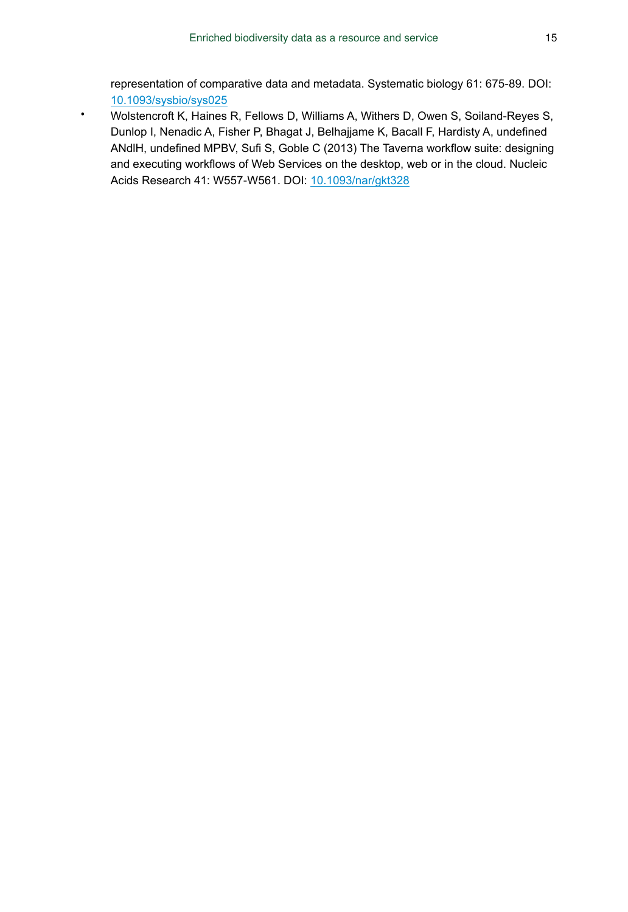representation of comparative data and metadata. Systematic biology 61: 675-89. DOI: 10.1093/sysbio/sys025

- Wolstencroft K, Haines R, Fellows D, Williams A, Withers D, Owen S, Soiland-Reyes S, Dunlop I, Nenadic A, Fisher P, Bhagat J, Belhajjame K, Bacall F, Hardisty A, undefined ANdlH, undefined MPBV, Sufi S, Goble C (2013) The Taverna workflow suite: designing and executing workflows of Web Services on the desktop, web or in the cloud. Nucleic Acids Research 41: W557-W561. DOI: 10.1093/nar/gkt328